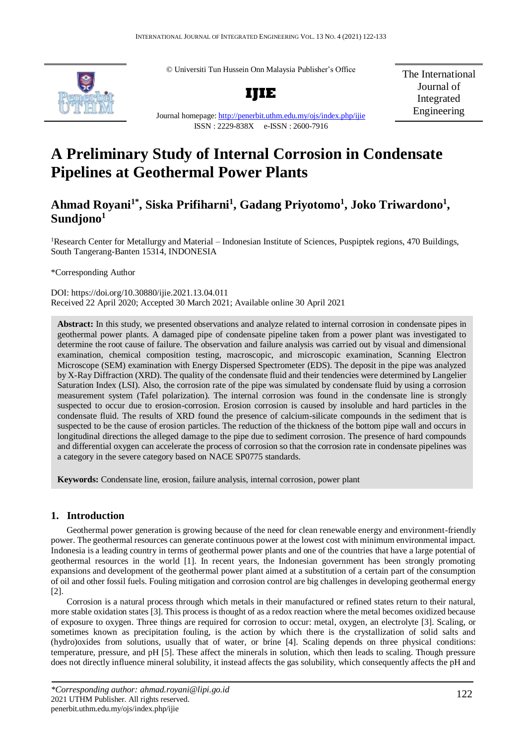© Universiti Tun Hussein Onn Malaysia Publisher's Office

**IJIE**

Journal homepage: http://penerbit.uthm.edu.my/ojs/index.php/ijie

ISSN : 2229-838X e-ISSN : 2600-7916

The International Journal of Integrated Engineering

# A Preliminary Study of Internal Corrosion in Condensate Pipelines at Geothermal Power Plants

**Ahmad Royani[1*], Siska Prifiharni[1], Gadang Priyotomo[1], Joko Triwardono[1], Sundjono[1]**

[1]Research Center for Metallurgy and Material – Indonesian Institute of Sciences, Puspiptek regions, 470 Buildings, South Tangerang-Banten 15314, INDONESIA

*Corresponding Author

DOI: https://doi.org/10.30880/ijie.2021.13.04.011

Received 22 April 2020; Accepted 30 March 2021; Available online 30 April 2021

**Abstract:** In this study, we presented observations and analyze related to internal corrosion in condensate pipes in geothermal power plants. A damaged pipe of condensate pipeline taken from a power plant was investigated to determine the root cause of failure. The observation and failure analysis was carried out by visual and dimensional examination, chemical composition testing, macroscopic, and microscopic examination, Scanning Electron Microscope (SEM) examination with Energy Dispersed Spectrometer (EDS). The deposit in the pipe was analyzed by X-Ray Diffraction (XRD). The quality of the condensate fluid and their tendencies were determined by Langelier Saturation Index (LSI). Also, the corrosion rate of the pipe was simulated by condensate fluid by using a corrosion measurement system (Tafel polarization). The internal corrosion was found in the condensate line is strongly suspected to occur due to erosion-corrosion. Erosion corrosion is caused by insoluble and hard particles in the condensate fluid. The results of XRD found the presence of calcium-silicate compounds in the sediment that is suspected to be the cause of erosion particles. The reduction of the thickness of the bottom pipe wall and occurs in longitudinal directions the alleged damage to the pipe due to sediment corrosion. The presence of hard compounds and differential oxygen can accelerate the process of corrosion so that the corrosion rate in condensate pipelines was a category in the severe category based on NACE SP0775 standards.

**Keywords:** Condensate line, erosion, failure analysis, internal corrosion, power plant

## 1. Introduction

Geothermal power generation is growing because of the need for clean renewable energy and environment-friendly power. The geothermal resources can generate continuous power at the lowest cost with minimum environmental impact. Indonesia is a leading country in terms of geothermal power plants and one of the countries that have a large potential of geothermal resources in the world [1]. In recent years, the Indonesian government has been strongly promoting expansions and development of the geothermal power plant aimed at a substitution of a certain part of the consumption of oil and other fossil fuels. Fouling mitigation and corrosion control are big challenges in developing geothermal energy [2].

Corrosion is a natural process through which metals in their manufactured or refined states return to their natural, more stable oxidation states [3]. This process is thought of as a redox reaction where the metal becomes oxidized because of exposure to oxygen. Three things are required for corrosion to occur: metal, oxygen, an electrolyte [3]. Scaling, or sometimes known as precipitation fouling, is the action by which there is the crystallization of solid salts and (hydro)oxides from solutions, usually that of water, or brine [4]. Scaling depends on three physical conditions: temperature, pressure, and pH [5]. These affect the minerals in solution, which then leads to scaling. Though pressure does not directly influence mineral solubility, it instead affects the gas solubility, which consequently affects the pH and

*\*Corresponding author: ahmad.royani@lipi.go.id*
2021 UTHM Publisher. All rights reserved.
penerbit.uthm.edu.my/ojs/index.php/ijie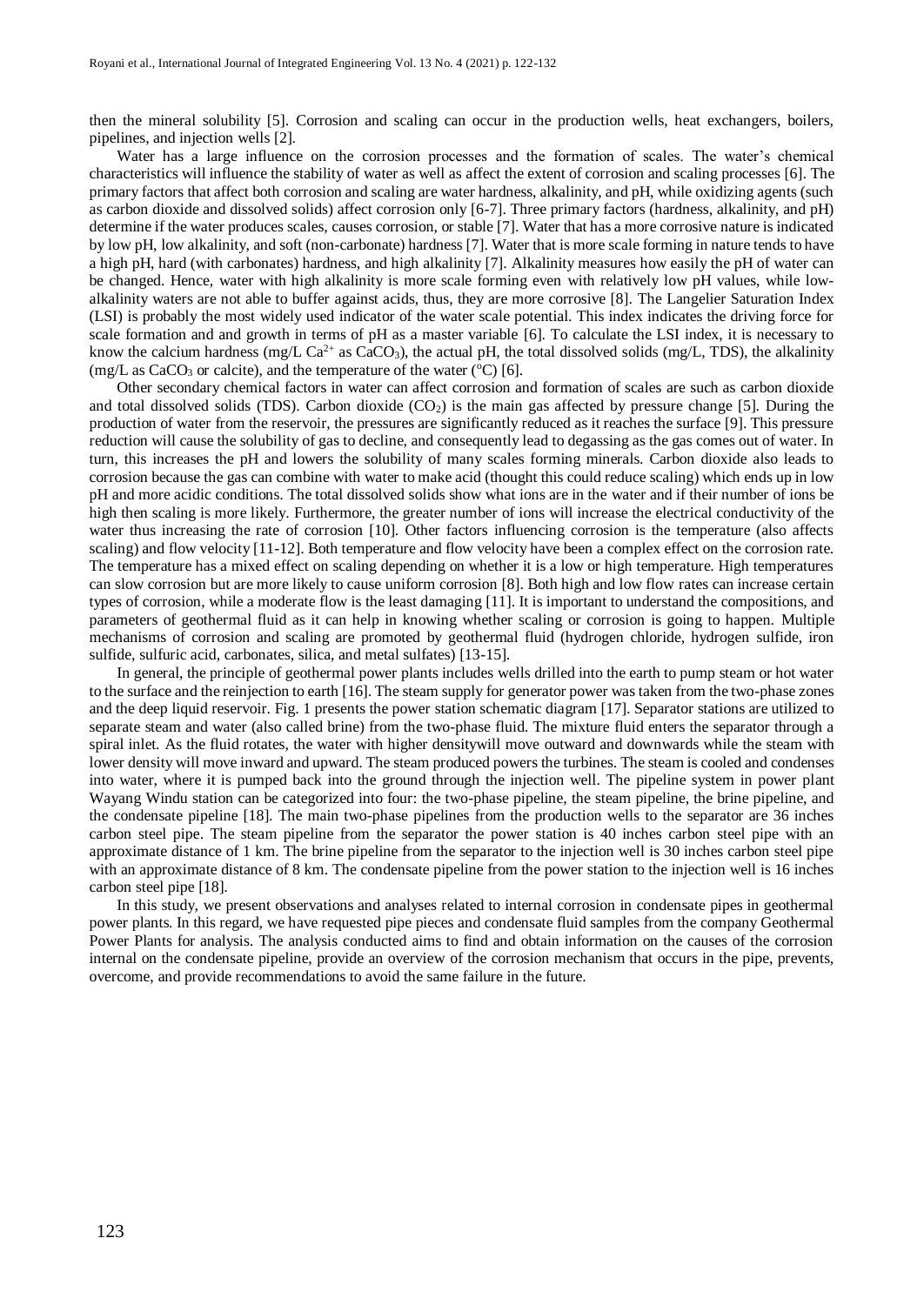then the mineral solubility [5]. Corrosion and scaling can occur in the production wells, heat exchangers, boilers, pipelines, and injection wells [2].

Water has a large influence on the corrosion processes and the formation of scales. The water's chemical characteristics will influence the stability of water as well as affect the extent of corrosion and scaling processes [6]. The primary factors that affect both corrosion and scaling are water hardness, alkalinity, and pH, while oxidizing agents (such as carbon dioxide and dissolved solids) affect corrosion only [6-7]. Three primary factors (hardness, alkalinity, and pH) determine if the water produces scales, causes corrosion, or stable [7]. Water that has a more corrosive nature is indicated by low pH, low alkalinity, and soft (non-carbonate) hardness [7]. Water that is more scale forming in nature tends to have a high pH, hard (with carbonates) hardness, and high alkalinity [7]. Alkalinity measures how easily the pH of water can be changed. Hence, water with high alkalinity is more scale forming even with relatively low pH values, while low-alkalinity waters are not able to buffer against acids, thus, they are more corrosive [8]. The Langelier Saturation Index (LSI) is probably the most widely used indicator of the water scale potential. This index indicates the driving force for scale formation and and growth in terms of pH as a master variable [6]. To calculate the LSI index, it is necessary to know the calcium hardness (mg/L $Ca^{2+}$ as $CaCO_3$), the actual pH, the total dissolved solids (mg/L, TDS), the alkalinity (mg/L as $CaCO_3$ or calcite), and the temperature of the water ($^oC$) [6].

Other secondary chemical factors in water can affect corrosion and formation of scales are such as carbon dioxide and total dissolved solids (TDS). Carbon dioxide ($CO_2$) is the main gas affected by pressure change [5]. During the production of water from the reservoir, the pressures are significantly reduced as it reaches the surface [9]. This pressure reduction will cause the solubility of gas to decline, and consequently lead to degassing as the gas comes out of water. In turn, this increases the pH and lowers the solubility of many scales forming minerals. Carbon dioxide also leads to corrosion because the gas can combine with water to make acid (thought this could reduce scaling) which ends up in low pH and more acidic conditions. The total dissolved solids show what ions are in the water and if their number of ions be high then scaling is more likely. Furthermore, the greater number of ions will increase the electrical conductivity of the water thus increasing the rate of corrosion [10]. Other factors influencing corrosion is the temperature (also affects scaling) and flow velocity [11-12]. Both temperature and flow velocity have been a complex effect on the corrosion rate. The temperature has a mixed effect on scaling depending on whether it is a low or high temperature. High temperatures can slow corrosion but are more likely to cause uniform corrosion [8]. Both high and low flow rates can increase certain types of corrosion, while a moderate flow is the least damaging [11]. It is important to understand the compositions, and parameters of geothermal fluid as it can help in knowing whether scaling or corrosion is going to happen. Multiple mechanisms of corrosion and scaling are promoted by geothermal fluid (hydrogen chloride, hydrogen sulfide, iron sulfide, sulfuric acid, carbonates, silica, and metal sulfates) [13-15].

In general, the principle of geothermal power plants includes wells drilled into the earth to pump steam or hot water to the surface and the reinjection to earth [16]. The steam supply for generator power was taken from the two-phase zones and the deep liquid reservoir. Fig. 1 presents the power station schematic diagram [17]. Separator stations are utilized to separate steam and water (also called brine) from the two-phase fluid. The mixture fluid enters the separator through a spiral inlet. As the fluid rotates, the water with higher densitywill move outward and downwards while the steam with lower density will move inward and upward. The steam produced powers the turbines. The steam is cooled and condenses into water, where it is pumped back into the ground through the injection well. The pipeline system in power plant Wayang Windu station can be categorized into four: the two-phase pipeline, the steam pipeline, the brine pipeline, and the condensate pipeline [18]. The main two-phase pipelines from the production wells to the separator are 36 inches carbon steel pipe. The steam pipeline from the separator the power station is 40 inches carbon steel pipe with an approximate distance of 1 km. The brine pipeline from the separator to the injection well is 30 inches carbon steel pipe with an approximate distance of 8 km. The condensate pipeline from the power station to the injection well is 16 inches carbon steel pipe [18].

In this study, we present observations and analyses related to internal corrosion in condensate pipes in geothermal power plants. In this regard, we have requested pipe pieces and condensate fluid samples from the company Geothermal Power Plants for analysis. The analysis conducted aims to find and obtain information on the causes of the corrosion internal on the condensate pipeline, provide an overview of the corrosion mechanism that occurs in the pipe, prevents, overcome, and provide recommendations to avoid the same failure in the future.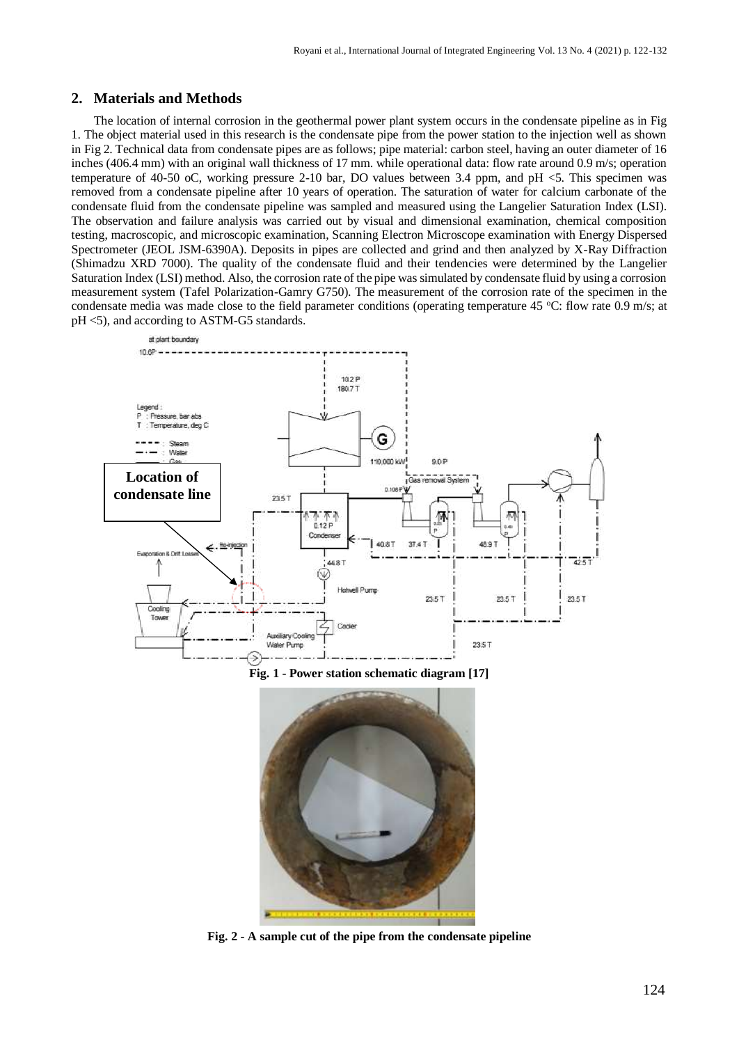## 2. Materials and Methods

The location of internal corrosion in the geothermal power plant system occurs in the condensate pipeline as in Fig 1. The object material used in this research is the condensate pipe from the power station to the injection well as shown in Fig 2. Technical data from condensate pipes are as follows; pipe material: carbon steel, having an outer diameter of 16 inches (406.4 mm) with an original wall thickness of 17 mm. while operational data: flow rate around 0.9 m/s; operation temperature of 40-50 oC, working pressure 2-10 bar, DO values between 3.4 ppm, and pH <5. This specimen was removed from a condensate pipeline after 10 years of operation. The saturation of water for calcium carbonate of the condensate fluid from the condensate pipeline was sampled and measured using the Langelier Saturation Index (LSI). The observation and failure analysis was carried out by visual and dimensional examination, chemical composition testing, macroscopic, and microscopic examination, Scanning Electron Microscope examination with Energy Dispersed Spectrometer (JEOL JSM-6390A). Deposits in pipes are collected and grind and then analyzed by X-Ray Diffraction (Shimadzu XRD 7000). The quality of the condensate fluid and their tendencies were determined by the Langelier Saturation Index (LSI) method. Also, the corrosion rate of the pipe was simulated by condensate fluid by using a corrosion measurement system (Tafel Polarization-Gamry G750). The measurement of the corrosion rate of the specimen in the condensate media was made close to the field parameter conditions (operating temperature 45 °C: flow rate 0.9 m/s; at pH <5), and according to ASTM-G5 standards.

**Fig. 1 - Power station schematic diagram [17]**

**Fig. 2 - A sample cut of the pipe from the condensate pipeline**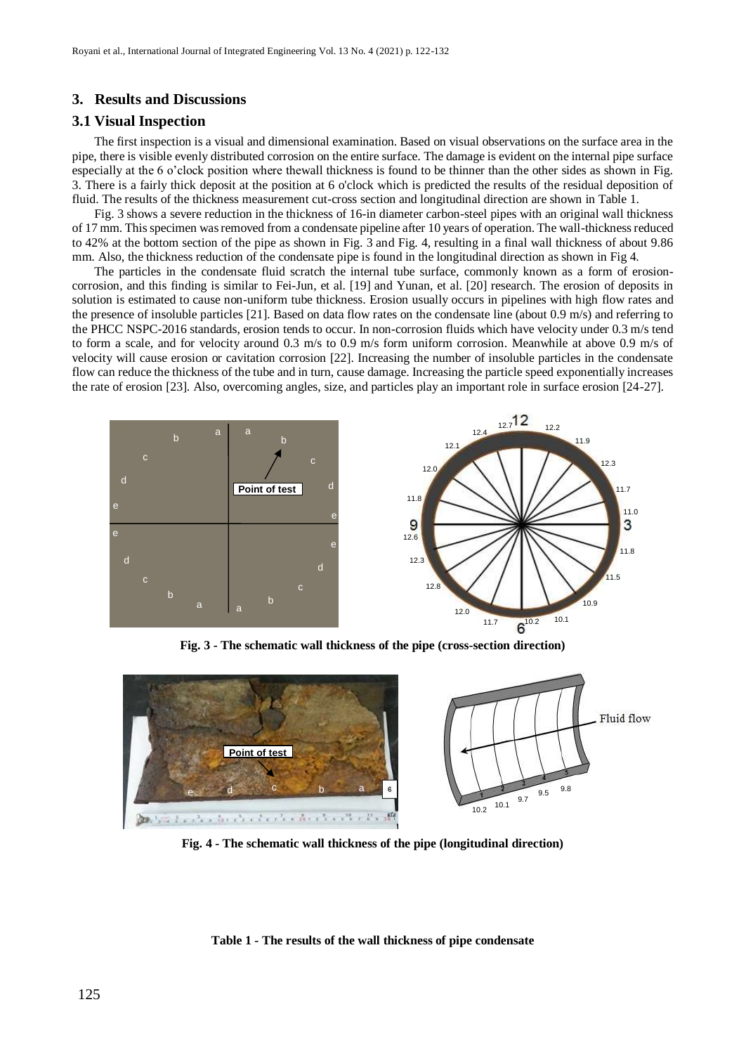## 3. Results and Discussions

### 3.1 Visual Inspection

The first inspection is a visual and dimensional examination. Based on visual observations on the surface area in the pipe, there is visible evenly distributed corrosion on the entire surface. The damage is evident on the internal pipe surface especially at the 6 o'clock position where thewall thickness is found to be thinner than the other sides as shown in Fig. 3. There is a fairly thick deposit at the position at 6 o'clock which is predicted the results of the residual deposition of fluid. The results of the thickness measurement cut-cross section and longitudinal direction are shown in Table 1.

Fig. 3 shows a severe reduction in the thickness of 16-in diameter carbon-steel pipes with an original wall thickness of 17 mm. This specimen was removed from a condensate pipeline after 10 years of operation. The wall-thickness reduced to 42% at the bottom section of the pipe as shown in Fig. 3 and Fig. 4, resulting in a final wall thickness of about 9.86 mm. Also, the thickness reduction of the condensate pipe is found in the longitudinal direction as shown in Fig 4.

The particles in the condensate fluid scratch the internal tube surface, commonly known as a form of erosion-corrosion, and this finding is similar to Fei-Jun, et al. [19] and Yunan, et al. [20] research. The erosion of deposits in solution is estimated to cause non-uniform tube thickness. Erosion usually occurs in pipelines with high flow rates and the presence of insoluble particles [21]. Based on data flow rates on the condensate line (about 0.9 m/s) and referring to the PHCC NSPC-2016 standards, erosion tends to occur. In non-corrosion fluids which have velocity under 0.3 m/s tend to form a scale, and for velocity around 0.3 m/s to 0.9 m/s form uniform corrosion. Meanwhile at above 0.9 m/s of velocity will cause erosion or cavitation corrosion [22]. Increasing the number of insoluble particles in the condensate flow can reduce the thickness of the tube and in turn, cause damage. Increasing the particle speed exponentially increases the rate of erosion [23]. Also, overcoming angles, size, and particles play an important role in surface erosion [24-27].

**Fig. 3 - The schematic wall thickness of the pipe (cross-section direction)**

**Fig. 4 - The schematic wall thickness of the pipe (longitudinal direction)**

**Table 1 - The results of the wall thickness of pipe condensate**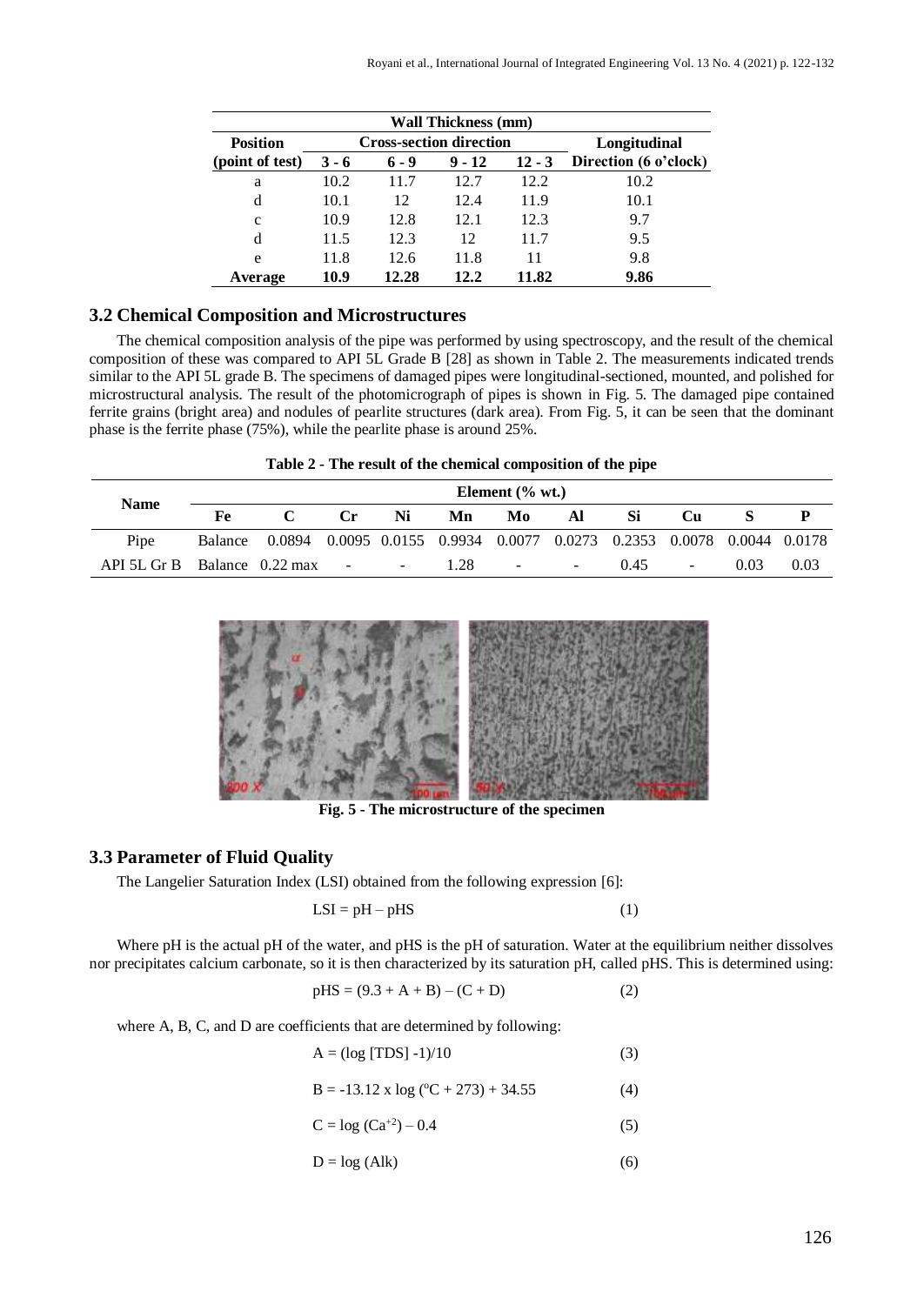| Position (point of test) | Wall Thickness (mm) | | | | |
|---|---|---|---|---|---|
| | Cross-section direction | | | | Longitudinal Direction (6 o'clock) |
| | 3 - 6 | 6 - 9 | 9 - 12 | 12 - 3 | |
| a | 10.2 | 11.7 | 12.7 | 12.2 | 10.2 |
| d | 10.1 | 12 | 12.4 | 11.9 | 10.1 |
| c | 10.9 | 12.8 | 12.1 | 12.3 | 9.7 |
| d | 11.5 | 12.3 | 12 | 11.7 | 9.5 |
| e | 11.8 | 12.6 | 11.8 | 11 | 9.8 |
| **Average** | **10.9** | **12.28** | **12.2** | **11.82** | **9.86** |

## 3.2 Chemical Composition and Microstructures

The chemical composition analysis of the pipe was performed by using spectroscopy, and the result of the chemical composition of these was compared to API 5L Grade B [28] as shown in Table 2. The measurements indicated trends similar to the API 5L grade B. The specimens of damaged pipes were longitudinal-sectioned, mounted, and polished for microstructural analysis. The result of the photomicrograph of pipes is shown in Fig. 5. The damaged pipe contained ferrite grains (bright area) and nodules of pearlite structures (dark area). From Fig. 5, it can be seen that the dominant phase is the ferrite phase (75%), while the pearlite phase is around 25%.

**Table 2 - The result of the chemical composition of the pipe**

| Name | Element (% wt.) | | | | | | | | | | |
|---|---|---|---|---|---|---|---|---|---|---|---|
| | Fe | C | Cr | Ni | Mn | Mo | Al | Si | Cu | S | P |
| Pipe | Balance | 0.0894 | 0.0095 | 0.0155 | 0.9934 | 0.0077 | 0.0273 | 0.2353 | 0.0078 | 0.0044 | 0.0178 |
| API 5L Gr B | Balance | 0.22 max | - | - | 1.28 | - | - | 0.45 | - | 0.03 | 0.03 |

**Fig. 5 - The microstructure of the specimen**

## 3.3 Parameter of Fluid Quality

The Langelier Saturation Index (LSI) obtained from the following expression [6]:

$$LSI = pH - pHS \quad (1)$$

Where pH is the actual pH of the water, and pHS is the pH of saturation. Water at the equilibrium neither dissolves nor precipitates calcium carbonate, so it is then characterized by its saturation pH, called pHS. This is determined using:

$$pHS = (9.3 + A + B) - (C + D) \quad (2)$$

where A, B, C, and D are coefficients that are determined by following:

$$A = (\log [TDS] - 1)/10 \quad (3)$$

$$B = -13.12 \times \log (^{o}C + 273) + 34.55 \quad (4)$$

$$C = \log (Ca^{+2}) - 0.4 \quad (5)$$

$$D = \log (Alk) \quad (6)$$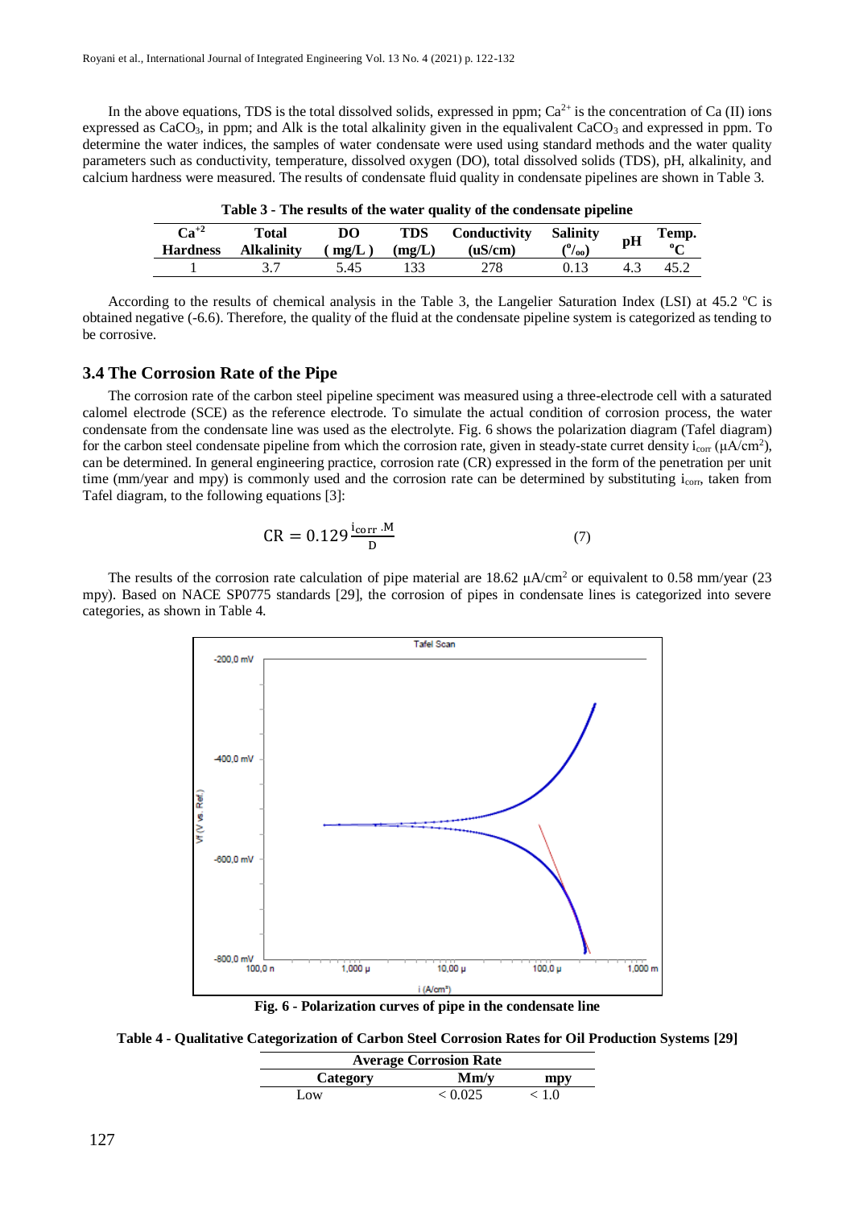In the above equations, TDS is the total dissolved solids, expressed in ppm; $Ca^{2+}$ is the concentration of Ca (II) ions expressed as $CaCO_3$, in ppm; and Alk is the total alkalinity given in the equalivalent $CaCO_3$ and expressed in ppm. To determine the water indices, the samples of water condensate were used using standard methods and the water quality parameters such as conductivity, temperature, dissolved oxygen (DO), total dissolved solids (TDS), pH, alkalinity, and calcium hardness were measured. The results of condensate fluid quality in condensate pipelines are shown in Table 3.

**Table 3 - The results of the water quality of the condensate pipeline**

| $Ca^{+2}$ Hardness | Total Alkalinity | DO ( mg/L ) | TDS (mg/L) | Conductivity (uS/cm) | Salinity ($^{o}/_{oo}$) | pH | Temp. $^{o}$C |
|---|---|---|---|---|---|---|---|
| 1 | 3.7 | 5.45 | 133 | 278 | 0.13 | 4.3 | 45.2 |

According to the results of chemical analysis in the Table 3, the Langelier Saturation Index (LSI) at 45.2 $^{o}$C is obtained negative (-6.6). Therefore, the quality of the fluid at the condensate pipeline system is categorized as tending to be corrosive.

### 3.4 The Corrosion Rate of the Pipe

The corrosion rate of the carbon steel pipeline speciment was measured using a three-electrode cell with a saturated calomel electrode (SCE) as the reference electrode. To simulate the actual condition of corrosion process, the water condensate from the condensate line was used as the electrolyte. Fig. 6 shows the polarization diagram (Tafel diagram) for the carbon steel condensate pipeline from which the corrosion rate, given in steady-state curret density $i_{corr}$ ($\mu$A/cm$^2$), can be determined. In general engineering practice, corrosion rate (CR) expressed in the form of the penetration per unit time (mm/year and mpy) is commonly used and the corrosion rate can be determined by substituting $i_{corr}$, taken from Tafel diagram, to the following equations [3]:

$$CR = 0.129 \frac{i_{corr} \cdot M}{D} \tag{7}$$

The results of the corrosion rate calculation of pipe material are 18.62 $\mu$A/cm$^2$ or equivalent to 0.58 mm/year (23 mpy). Based on NACE SP0775 standards [29], the corrosion of pipes in condensate lines is categorized into severe categories, as shown in Table 4.

**Fig. 6 - Polarization curves of pipe in the condensate line**

**Table 4 - Qualitative Categorization of Carbon Steel Corrosion Rates for Oil Production Systems [29]**

| Average Corrosion Rate | | |
|---|---|---|
| **Category** | **Mm/y** | **mpy** |
| Low | < 0.025 | < 1.0 |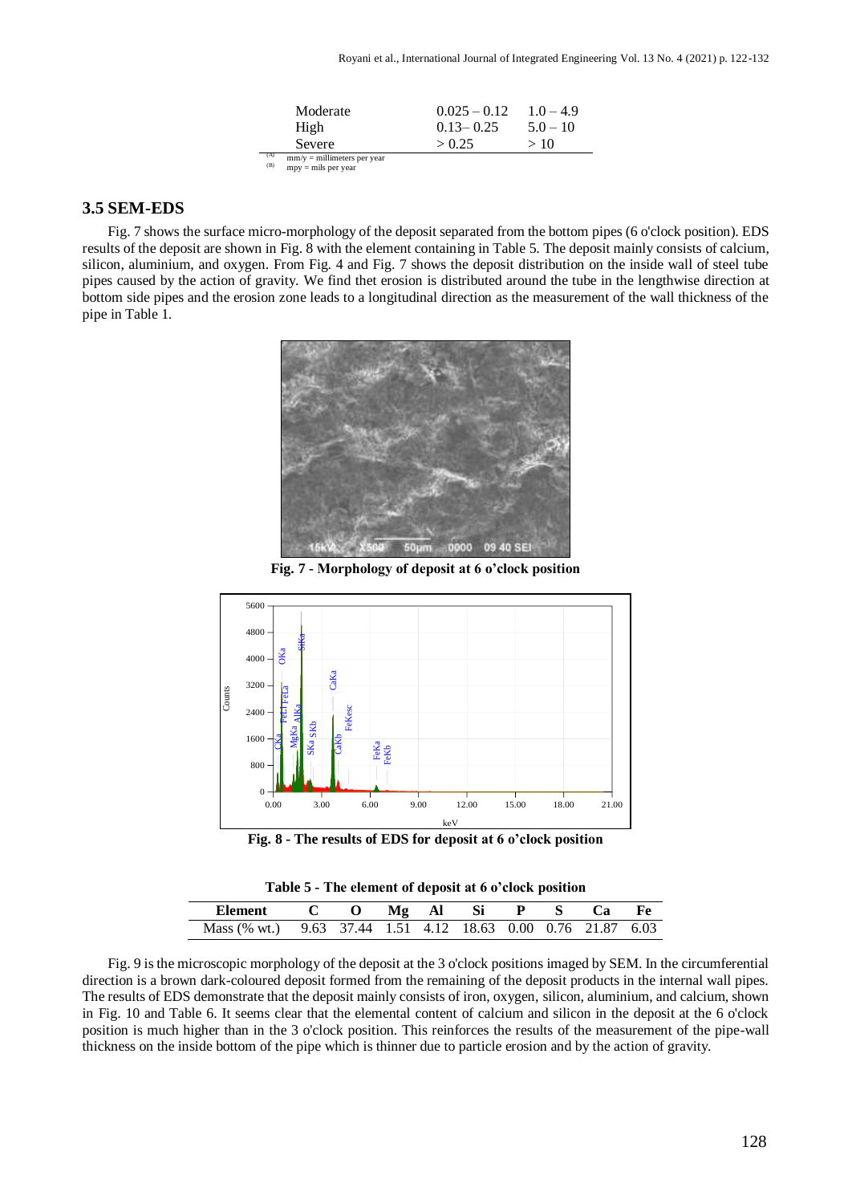| | | |
|---|---|---|
| Moderate | 0.025 – 0.12 | 1.0 – 4.9 |
| High | 0.13– 0.25 | 5.0 – 10 |
| Severe | > 0.25 | > 10 |

(A) mm/y = millimeters per year
(B) mpy = mils per year

### 3.5 SEM-EDS

Fig. 7 shows the surface micro-morphology of the deposit separated from the bottom pipes (6 o'clock position). EDS results of the deposit are shown in Fig. 8 with the element containing in Table 5. The deposit mainly consists of calcium, silicon, aluminium, and oxygen. From Fig. 4 and Fig. 7 shows the deposit distribution on the inside wall of steel tube pipes caused by the action of gravity. We find thet erosion is distributed around the tube in the lengthwise direction at bottom side pipes and the erosion zone leads to a longitudinal direction as the measurement of the wall thickness of the pipe in Table 1.

**Fig. 7 - Morphology of deposit at 6 o'clock position**

**Fig. 8 - The results of EDS for deposit at 6 o'clock position**

**Table 5 - The element of deposit at 6 o'clock position**

| Element | C | O | Mg | Al | Si | P | S | Ca | Fe |
|---|---|---|---|---|---|---|---|---|---|
| Mass (% wt.) | 9.63 | 37.44 | 1.51 | 4.12 | 18.63 | 0.00 | 0.76 | 21.87 | 6.03 |

Fig. 9 is the microscopic morphology of the deposit at the 3 o'clock positions imaged by SEM. In the circumferential direction is a brown dark-coloured deposit formed from the remaining of the deposit products in the internal wall pipes. The results of EDS demonstrate that the deposit mainly consists of iron, oxygen, silicon, aluminium, and calcium, shown in Fig. 10 and Table 6. It seems clear that the elemental content of calcium and silicon in the deposit at the 6 o'clock position is much higher than in the 3 o'clock position. This reinforces the results of the measurement of the pipe-wall thickness on the inside bottom of the pipe which is thinner due to particle erosion and by the action of gravity.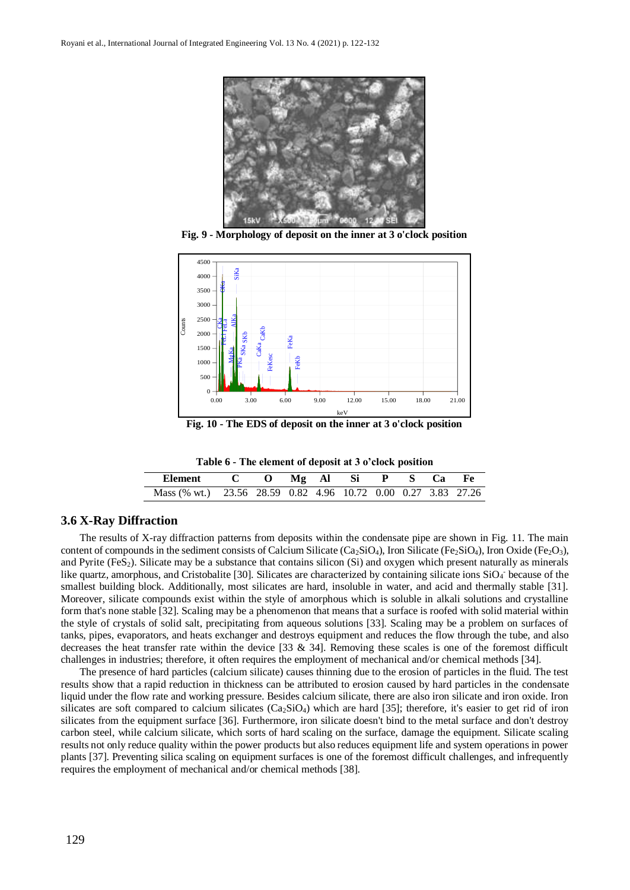Fig. 9 - Morphology of deposit on the inner at 3 o'clock position

Fig. 10 - The EDS of deposit on the inner at 3 o'clock position

Table 6 - The element of deposit at 3 o'clock position

| Element | C | O | Mg | Al | Si | P | S | Ca | Fe |
|---|---|---|---|---|---|---|---|---|---|
| Mass (% wt.) | 23.56 | 28.59 | 0.82 | 4.96 | 10.72 | 0.00 | 0.27 | 3.83 | 27.26 |

### 3.6 X-Ray Diffraction

The results of X-ray diffraction patterns from deposits within the condensate pipe are shown in Fig. 11. The main content of compounds in the sediment consists of Calcium Silicate ($Ca_2SiO_4$), Iron Silicate ($Fe_2SiO_4$), Iron Oxide ($Fe_2O_3$), and Pyrite ($FeS_2$). Silicate may be a substance that contains silicon (Si) and oxygen which present naturally as minerals like quartz, amorphous, and Cristobalite [30]. Silicates are characterized by containing silicate ions $SiO_4^-$ because of the smallest building block. Additionally, most silicates are hard, insoluble in water, and acid and thermally stable [31]. Moreover, silicate compounds exist within the style of amorphous which is soluble in alkali solutions and crystalline form that's none stable [32]. Scaling may be a phenomenon that means that a surface is roofed with solid material within the style of crystals of solid salt, precipitating from aqueous solutions [33]. Scaling may be a problem on surfaces of tanks, pipes, evaporators, and heats exchanger and destroys equipment and reduces the flow through the tube, and also decreases the heat transfer rate within the device [33 & 34]. Removing these scales is one of the foremost difficult challenges in industries; therefore, it often requires the employment of mechanical and/or chemical methods [34].

The presence of hard particles (calcium silicate) causes thinning due to the erosion of particles in the fluid. The test results show that a rapid reduction in thickness can be attributed to erosion caused by hard particles in the condensate liquid under the flow rate and working pressure. Besides calcium silicate, there are also iron silicate and iron oxide. Iron silicates are soft compared to calcium silicates ($Ca_2SiO_4$) which are hard [35]; therefore, it's easier to get rid of iron silicates from the equipment surface [36]. Furthermore, iron silicate doesn't bind to the metal surface and don't destroy carbon steel, while calcium silicate, which sorts of hard scaling on the surface, damage the equipment. Silicate scaling results not only reduce quality within the power products but also reduces equipment life and system operations in power plants [37]. Preventing silica scaling on equipment surfaces is one of the foremost difficult challenges, and infrequently requires the employment of mechanical and/or chemical methods [38].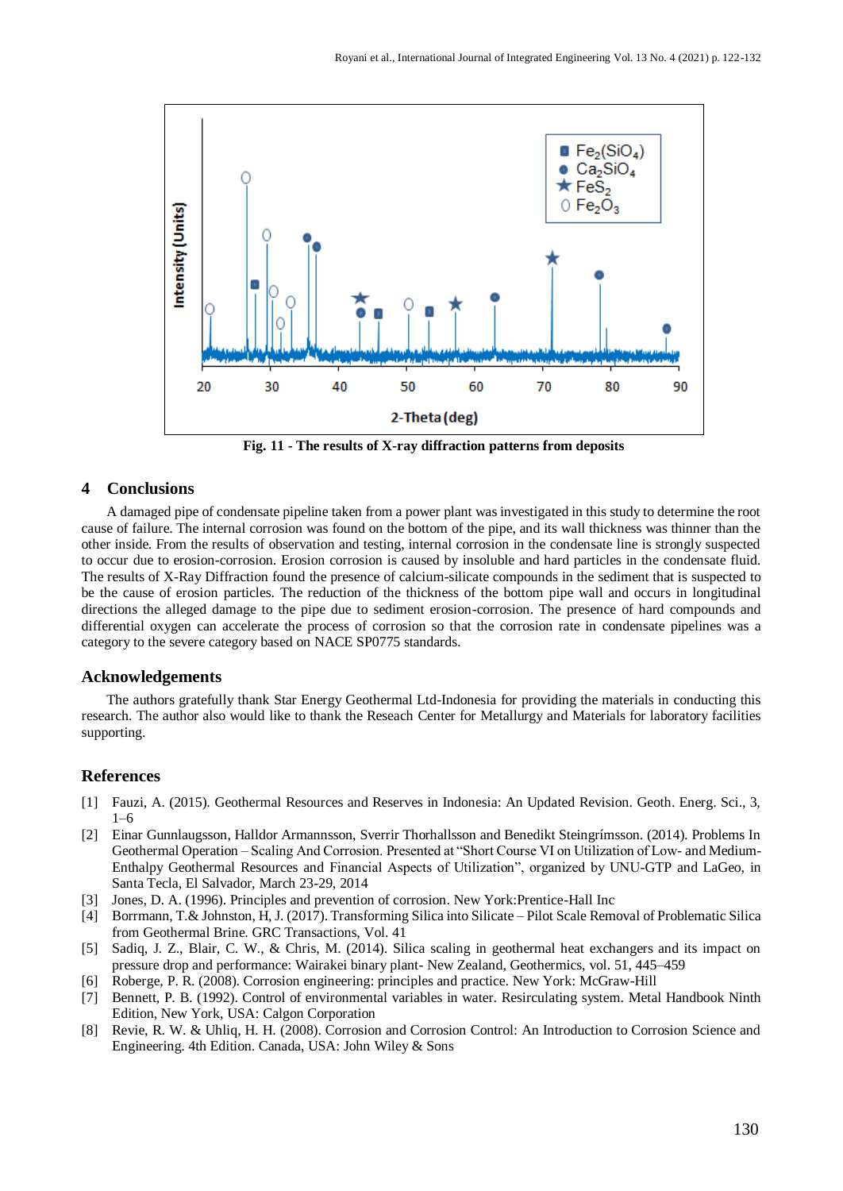Fig. 11 - The results of X-ray diffraction patterns from deposits

## 4 Conclusions

A damaged pipe of condensate pipeline taken from a power plant was investigated in this study to determine the root cause of failure. The internal corrosion was found on the bottom of the pipe, and its wall thickness was thinner than the other inside. From the results of observation and testing, internal corrosion in the condensate line is strongly suspected to occur due to erosion-corrosion. Erosion corrosion is caused by insoluble and hard particles in the condensate fluid. The results of X-Ray Diffraction found the presence of calcium-silicate compounds in the sediment that is suspected to be the cause of erosion particles. The reduction of the thickness of the bottom pipe wall and occurs in longitudinal directions the alleged damage to the pipe due to sediment erosion-corrosion. The presence of hard compounds and differential oxygen can accelerate the process of corrosion so that the corrosion rate in condensate pipelines was a category to the severe category based on NACE SP0775 standards.

## Acknowledgements

The authors gratefully thank Star Energy Geothermal Ltd-Indonesia for providing the materials in conducting this research. The author also would like to thank the Reseach Center for Metallurgy and Materials for laboratory facilities supporting.

## References

[1] Fauzi, A. (2015). Geothermal Resources and Reserves in Indonesia: An Updated Revision. Geoth. Energ. Sci., 3, 1–6

[2] Einar Gunnlaugsson, Halldor Armannsson, Sverrir Thorhallsson and Benedikt Steingrímsson. (2014). Problems In Geothermal Operation – Scaling And Corrosion. Presented at "Short Course VI on Utilization of Low- and Medium-Enthalpy Geothermal Resources and Financial Aspects of Utilization", organized by UNU-GTP and LaGeo, in Santa Tecla, El Salvador, March 23-29, 2014

[3] Jones, D. A. (1996). Principles and prevention of corrosion. New York:Prentice-Hall Inc

[4] Borrmann, T.& Johnston, H, J. (2017). Transforming Silica into Silicate – Pilot Scale Removal of Problematic Silica from Geothermal Brine. GRC Transactions, Vol. 41

[5] Sadiq, J. Z., Blair, C. W., & Chris, M. (2014). Silica scaling in geothermal heat exchangers and its impact on pressure drop and performance: Wairakei binary plant- New Zealand, Geothermics, vol. 51, 445–459

[6] Roberge, P. R. (2008). Corrosion engineering: principles and practice. New York: McGraw-Hill

[7] Bennett, P. B. (1992). Control of environmental variables in water. Resirculating system. Metal Handbook Ninth Edition, New York, USA: Calgon Corporation

[8] Revie, R. W. & Uhliq, H. H. (2008). Corrosion and Corrosion Control: An Introduction to Corrosion Science and Engineering. 4th Edition. Canada, USA: John Wiley & Sons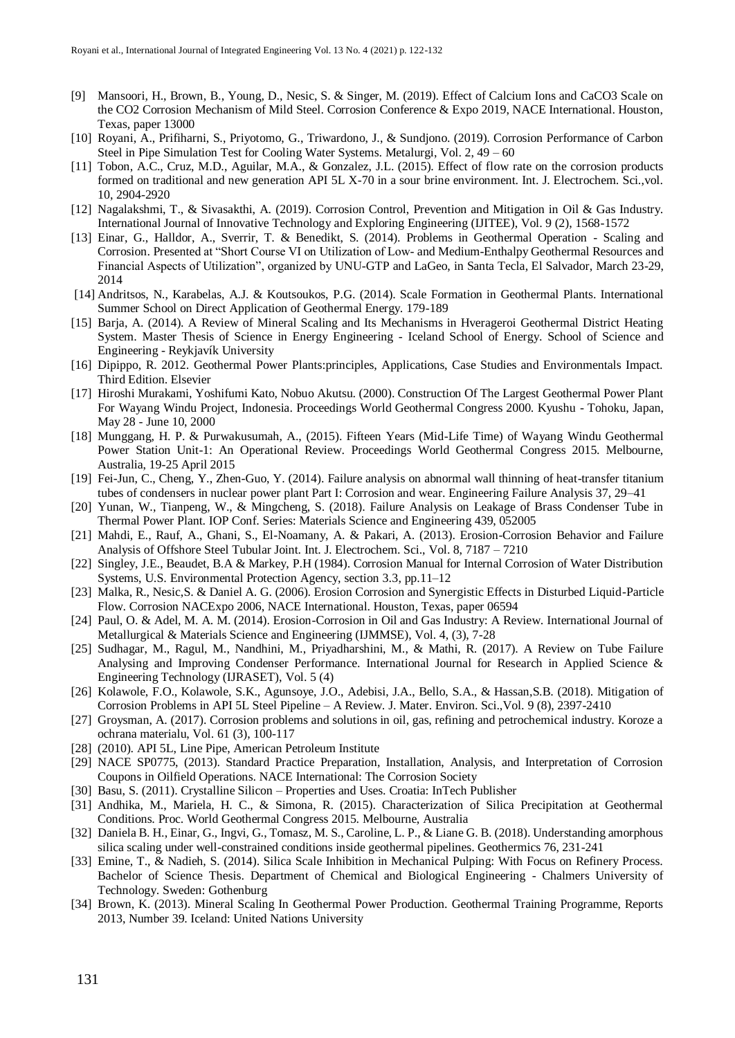[9] Mansoori, H., Brown, B., Young, D., Nesic, S. & Singer, M. (2019). Effect of Calcium Ions and CaCO3 Scale on the CO2 Corrosion Mechanism of Mild Steel. Corrosion Conference & Expo 2019, NACE International. Houston, Texas, paper 13000

[10] Royani, A., Prifiharni, S., Priyotomo, G., Triwardono, J., & Sundjono. (2019). Corrosion Performance of Carbon Steel in Pipe Simulation Test for Cooling Water Systems. Metalurgi, Vol. 2, 49 – 60

[11] Tobon, A.C., Cruz, M.D., Aguilar, M.A., & Gonzalez, J.L. (2015). Effect of flow rate on the corrosion products formed on traditional and new generation API 5L X-70 in a sour brine environment. Int. J. Electrochem. Sci.,vol. 10, 2904-2920

[12] Nagalakshmi, T., & Sivasakthi, A. (2019). Corrosion Control, Prevention and Mitigation in Oil & Gas Industry. International Journal of Innovative Technology and Exploring Engineering (IJITEE), Vol. 9 (2), 1568-1572

[13] Einar, G., Halldor, A., Sverrir, T. & Benedikt, S. (2014). Problems in Geothermal Operation - Scaling and Corrosion. Presented at "Short Course VI on Utilization of Low- and Medium-Enthalpy Geothermal Resources and Financial Aspects of Utilization", organized by UNU-GTP and LaGeo, in Santa Tecla, El Salvador, March 23-29, 2014

[14] Andritsos, N., Karabelas, A.J. & Koutsoukos, P.G. (2014). Scale Formation in Geothermal Plants. International Summer School on Direct Application of Geothermal Energy. 179-189

[15] Barja, A. (2014). A Review of Mineral Scaling and Its Mechanisms in Hverageroi Geothermal District Heating System. Master Thesis of Science in Energy Engineering - Iceland School of Energy. School of Science and Engineering - Reykjavík University

[16] Dipippo, R. 2012. Geothermal Power Plants:principles, Applications, Case Studies and Environmentals Impact. Third Edition. Elsevier

[17] Hiroshi Murakami, Yoshifumi Kato, Nobuo Akutsu. (2000). Construction Of The Largest Geothermal Power Plant For Wayang Windu Project, Indonesia. Proceedings World Geothermal Congress 2000. Kyushu - Tohoku, Japan, May 28 - June 10, 2000

[18] Munggang, H. P. & Purwakusumah, A., (2015). Fifteen Years (Mid-Life Time) of Wayang Windu Geothermal Power Station Unit-1: An Operational Review. Proceedings World Geothermal Congress 2015. Melbourne, Australia, 19-25 April 2015

[19] Fei-Jun, C., Cheng, Y., Zhen-Guo, Y. (2014). Failure analysis on abnormal wall thinning of heat-transfer titanium tubes of condensers in nuclear power plant Part I: Corrosion and wear. Engineering Failure Analysis 37, 29–41

[20] Yunan, W., Tianpeng, W., & Mingcheng, S. (2018). Failure Analysis on Leakage of Brass Condenser Tube in Thermal Power Plant. IOP Conf. Series: Materials Science and Engineering 439, 052005

[21] Mahdi, E., Rauf, A., Ghani, S., El-Noamany, A. & Pakari, A. (2013). Erosion-Corrosion Behavior and Failure Analysis of Offshore Steel Tubular Joint. Int. J. Electrochem. Sci., Vol. 8, 7187 – 7210

[22] Singley, J.E., Beaudet, B.A & Markey, P.H (1984). Corrosion Manual for Internal Corrosion of Water Distribution Systems, U.S. Environmental Protection Agency, section 3.3, pp.11–12

[23] Malka, R., Nesic,S. & Daniel A. G. (2006). Erosion Corrosion and Synergistic Effects in Disturbed Liquid-Particle Flow. Corrosion NACExpo 2006, NACE International. Houston, Texas, paper 06594

[24] Paul, O. & Adel, M. A. M. (2014). Erosion-Corrosion in Oil and Gas Industry: A Review. International Journal of Metallurgical & Materials Science and Engineering (IJMMSE), Vol. 4, (3), 7-28

[25] Sudhagar, M., Ragul, M., Nandhini, M., Priyadharshini, M., & Mathi, R. (2017). A Review on Tube Failure Analysing and Improving Condenser Performance. International Journal for Research in Applied Science & Engineering Technology (IJRASET), Vol. 5 (4)

[26] Kolawole, F.O., Kolawole, S.K., Agunsoye, J.O., Adebisi, J.A., Bello, S.A., & Hassan,S.B. (2018). Mitigation of Corrosion Problems in API 5L Steel Pipeline – A Review. J. Mater. Environ. Sci.,Vol. 9 (8), 2397-2410

[27] Groysman, A. (2017). Corrosion problems and solutions in oil, gas, refining and petrochemical industry. Koroze a ochrana materialu, Vol. 61 (3), 100-117

[28] (2010). API 5L, Line Pipe, American Petroleum Institute

[29] NACE SP0775, (2013). Standard Practice Preparation, Installation, Analysis, and Interpretation of Corrosion Coupons in Oilfield Operations. NACE International: The Corrosion Society

[30] Basu, S. (2011). Crystalline Silicon – Properties and Uses. Croatia: InTech Publisher

[31] Andhika, M., Mariela, H. C., & Simona, R. (2015). Characterization of Silica Precipitation at Geothermal Conditions. Proc. World Geothermal Congress 2015. Melbourne, Australia

[32] Daniela B. H., Einar, G., Ingvi, G., Tomasz, M. S., Caroline, L. P., & Liane G. B. (2018). Understanding amorphous silica scaling under well-constrained conditions inside geothermal pipelines. Geothermics 76, 231-241

[33] Emine, T., & Nadieh, S. (2014). Silica Scale Inhibition in Mechanical Pulping: With Focus on Refinery Process. Bachelor of Science Thesis. Department of Chemical and Biological Engineering - Chalmers University of Technology. Sweden: Gothenburg

[34] Brown, K. (2013). Mineral Scaling In Geothermal Power Production. Geothermal Training Programme, Reports 2013, Number 39. Iceland: United Nations University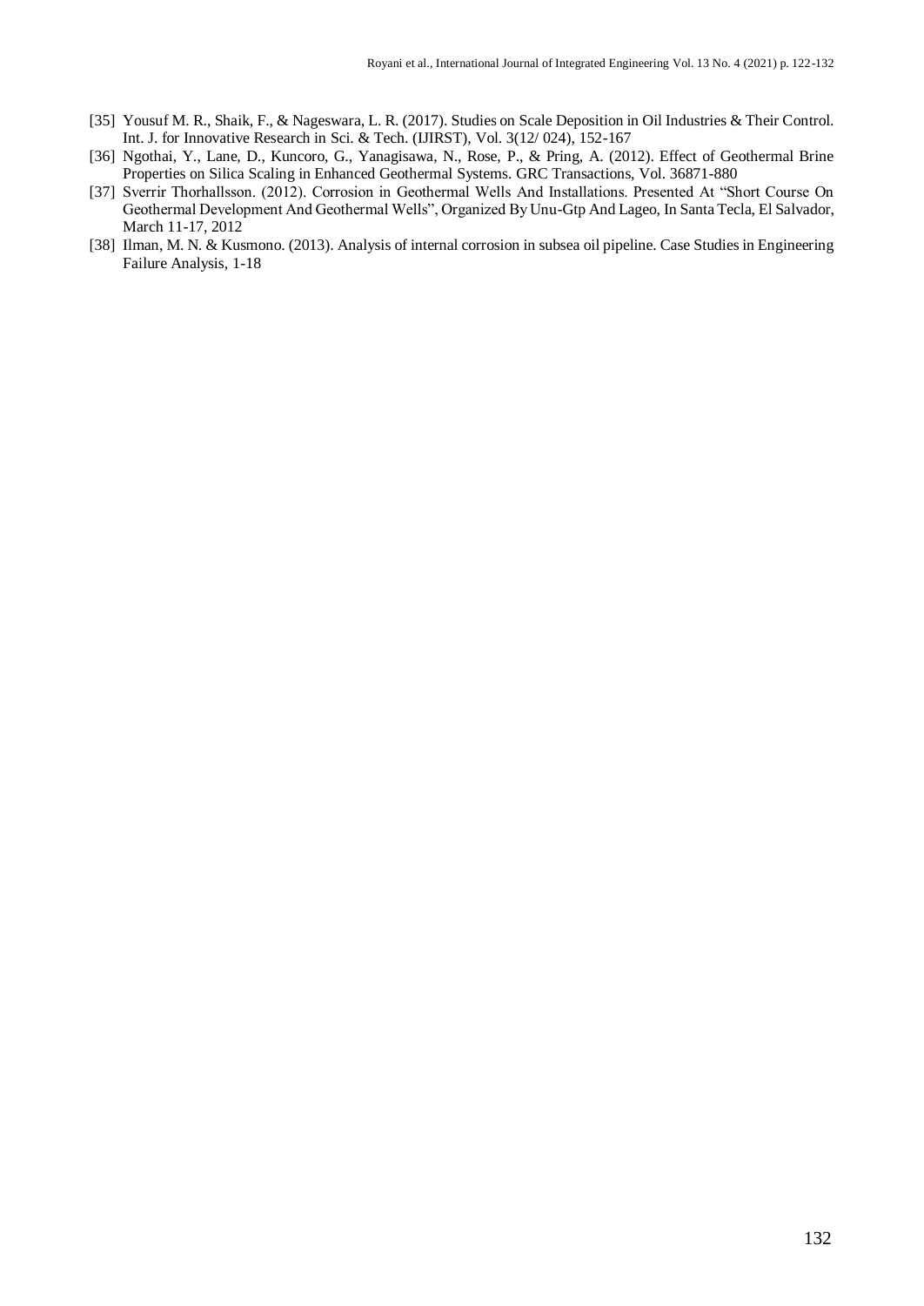[35] Yousuf M. R., Shaik, F., & Nageswara, L. R. (2017). Studies on Scale Deposition in Oil Industries & Their Control. Int. J. for Innovative Research in Sci. & Tech. (IJIRST), Vol. 3(12/ 024), 152-167

[36] Ngothai, Y., Lane, D., Kuncoro, G., Yanagisawa, N., Rose, P., & Pring, A. (2012). Effect of Geothermal Brine Properties on Silica Scaling in Enhanced Geothermal Systems. GRC Transactions, Vol. 36871-880

[37] Sverrir Thorhallsson. (2012). Corrosion in Geothermal Wells And Installations. Presented At "Short Course On Geothermal Development And Geothermal Wells", Organized By Unu-Gtp And Lageo, In Santa Tecla, El Salvador, March 11-17, 2012

[38] Ilman, M. N. & Kusmono. (2013). Analysis of internal corrosion in subsea oil pipeline. Case Studies in Engineering Failure Analysis, 1-18